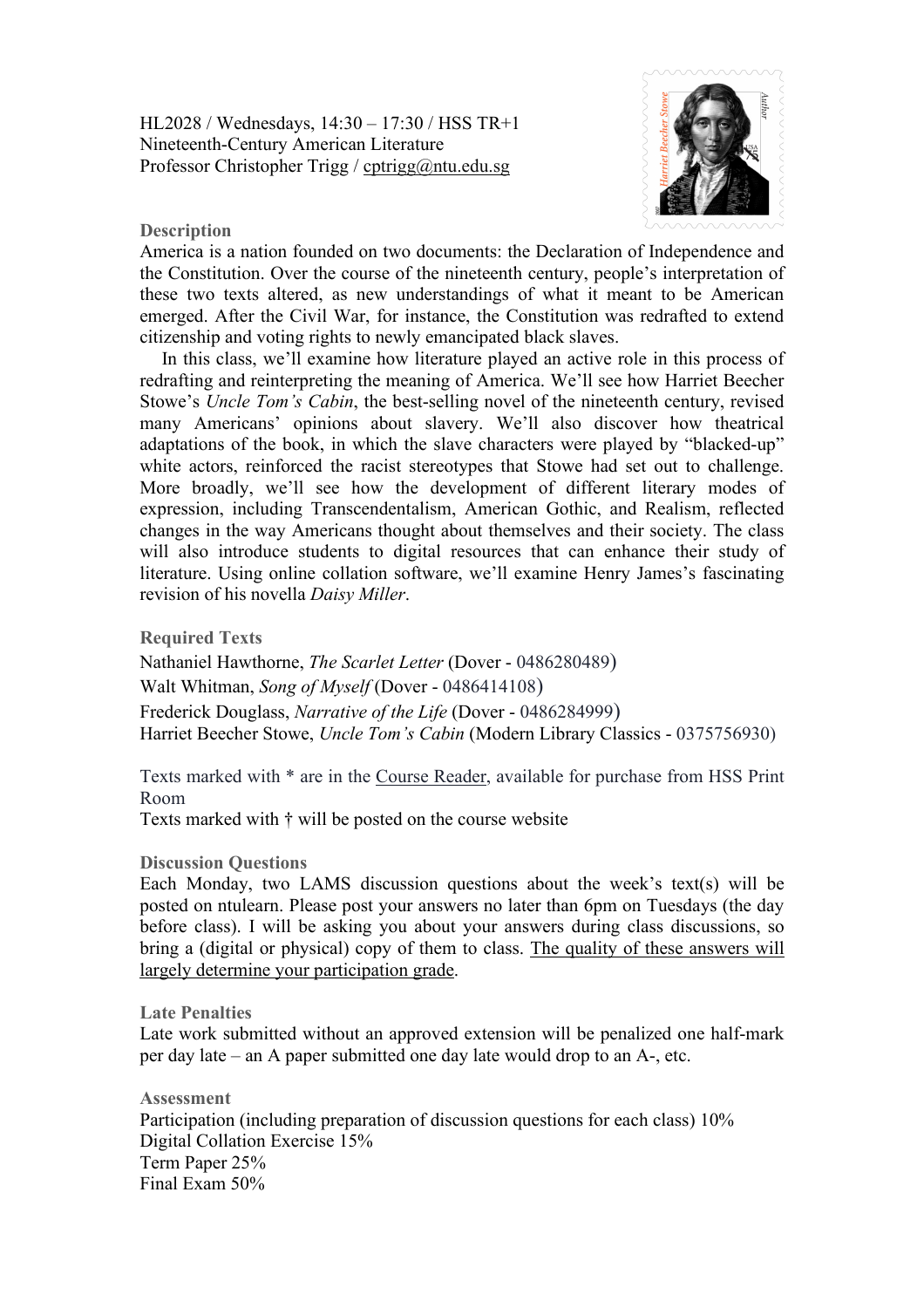HL2028 / Wednesdays, 14:30 – 17:30 / HSS TR+1
Nineteenth-Century American Literature
Professor Christopher Trigg / cptrigg@ntu.edu.sg

## Description

America is a nation founded on two documents: the Declaration of Independence and the Constitution. Over the course of the nineteenth century, people's interpretation of these two texts altered, as new understandings of what it meant to be American emerged. After the Civil War, for instance, the Constitution was redrafted to extend citizenship and voting rights to newly emancipated black slaves.

In this class, we'll examine how literature played an active role in this process of redrafting and reinterpreting the meaning of America. We'll see how Harriet Beecher Stowe's *Uncle Tom's Cabin*, the best-selling novel of the nineteenth century, revised many Americans' opinions about slavery. We'll also discover how theatrical adaptations of the book, in which the slave characters were played by "blacked-up" white actors, reinforced the racist stereotypes that Stowe had set out to challenge. More broadly, we'll see how the development of different literary modes of expression, including Transcendentalism, American Gothic, and Realism, reflected changes in the way Americans thought about themselves and their society. The class will also introduce students to digital resources that can enhance their study of literature. Using online collation software, we'll examine Henry James's fascinating revision of his novella *Daisy Miller*.

## Required Texts

Nathaniel Hawthorne, *The Scarlet Letter* (Dover - 0486280489)
Walt Whitman, *Song of Myself* (Dover - 0486414108)
Frederick Douglass, *Narrative of the Life* (Dover - 0486284999)
Harriet Beecher Stowe, *Uncle Tom's Cabin* (Modern Library Classics - 0375756930)

Texts marked with * are in the Course Reader, available for purchase from HSS Print Room
Texts marked with † will be posted on the course website

## Discussion Questions

Each Monday, two LAMS discussion questions about the week's text(s) will be posted on ntulearn. Please post your answers no later than 6pm on Tuesdays (the day before class). I will be asking you about your answers during class discussions, so bring a (digital or physical) copy of them to class. The quality of these answers will largely determine your participation grade.

## Late Penalties

Late work submitted without an approved extension will be penalized one half-mark per day late – an A paper submitted one day late would drop to an A-, etc.

## Assessment

Participation (including preparation of discussion questions for each class) 10%
Digital Collation Exercise 15%
Term Paper 25%
Final Exam 50%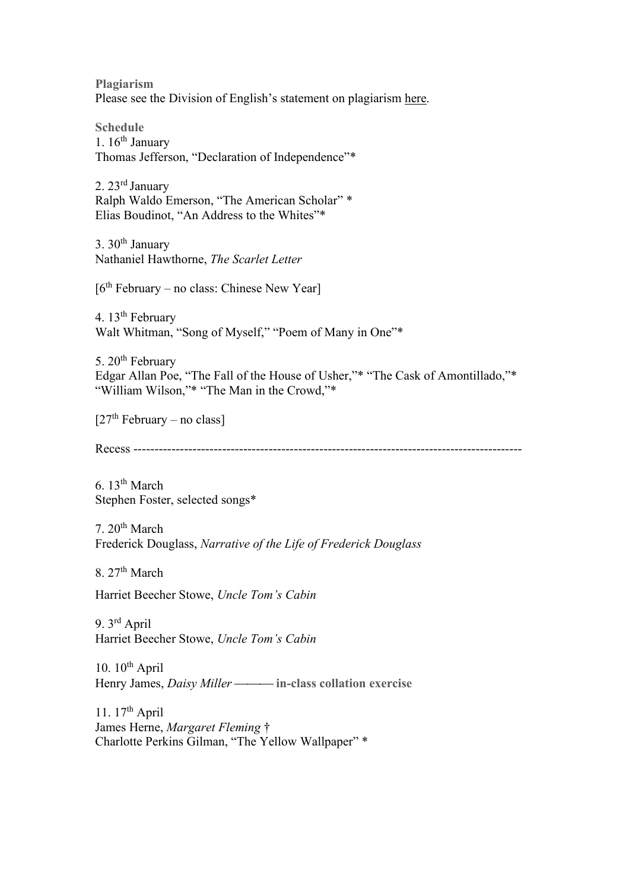**Plagiarism**
Please see the Division of English's statement on plagiarism here.

**Schedule**

1. 16th January
Thomas Jefferson, "Declaration of Independence"*

2. 23rd January
Ralph Waldo Emerson, "The American Scholar" *
Elias Boudinot, "An Address to the Whites"*

3. 30th January
Nathaniel Hawthorne, *The Scarlet Letter*

[6th February – no class: Chinese New Year]

4. 13th February
Walt Whitman, "Song of Myself," "Poem of Many in One"*

5. 20th February
Edgar Allan Poe, "The Fall of the House of Usher,"* "The Cask of Amontillado,"* "William Wilson,"* "The Man in the Crowd,"*

[27th February – no class]

Recess -------------------------------------------------------------------------------------------

6. 13th March
Stephen Foster, selected songs*

7. 20th March
Frederick Douglass, *Narrative of the Life of Frederick Douglass*

8. 27th March
Harriet Beecher Stowe, *Uncle Tom's Cabin*

9. 3rd April
Harriet Beecher Stowe, *Uncle Tom's Cabin*

10. 10th April
Henry James, *Daisy Miller* ——— **in-class collation exercise**

11. 17th April
James Herne, *Margaret Fleming* †
Charlotte Perkins Gilman, "The Yellow Wallpaper" *